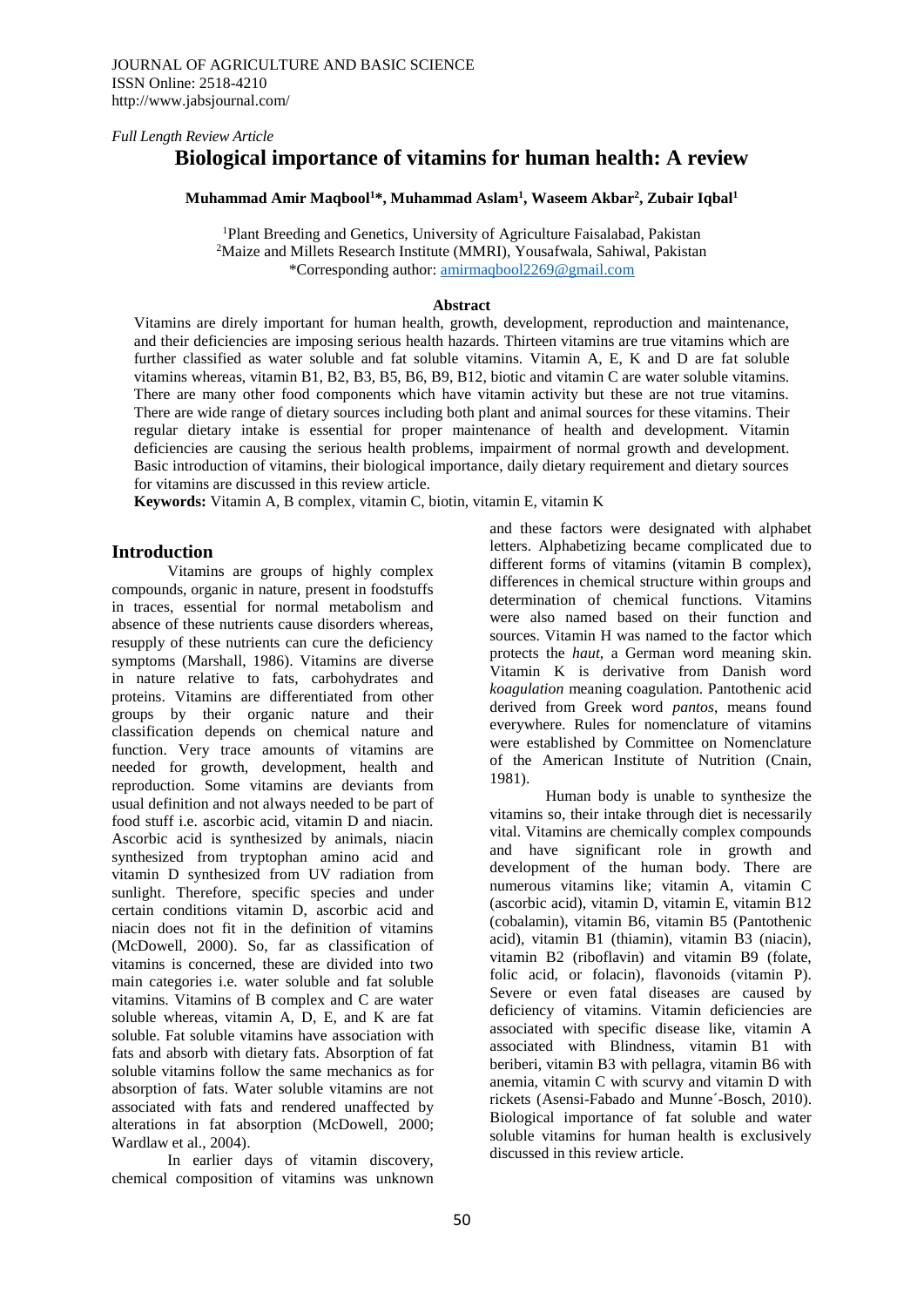JOURNAL OF AGRICULTURE AND BASIC SCIENCE
ISSN Online: 2518-4210
http://www.jabsjournal.com/

*Full Length Review Article*

# Biological importance of vitamins for human health: A review

**Muhammad Amir Maqbool[1]*, Muhammad Aslam[1], Waseem Akbar[2], Zubair Iqbal[1]**

[1]Plant Breeding and Genetics, University of Agriculture Faisalabad, Pakistan
[2]Maize and Millets Research Institute (MMRI), Yousafwala, Sahiwal, Pakistan
*Corresponding author: amirmaqbool2269@gmail.com

**Abstract**

Vitamins are direly important for human health, growth, development, reproduction and maintenance, and their deficiencies are imposing serious health hazards. Thirteen vitamins are true vitamins which are further classified as water soluble and fat soluble vitamins. Vitamin A, E, K and D are fat soluble vitamins whereas, vitamin B1, B2, B3, B5, B6, B9, B12, biotic and vitamin C are water soluble vitamins. There are many other food components which have vitamin activity but these are not true vitamins. There are wide range of dietary sources including both plant and animal sources for these vitamins. Their regular dietary intake is essential for proper maintenance of health and development. Vitamin deficiencies are causing the serious health problems, impairment of normal growth and development. Basic introduction of vitamins, their biological importance, daily dietary requirement and dietary sources for vitamins are discussed in this review article.

**Keywords:** Vitamin A, B complex, vitamin C, biotin, vitamin E, vitamin K

## Introduction

Vitamins are groups of highly complex compounds, organic in nature, present in foodstuffs in traces, essential for normal metabolism and absence of these nutrients cause disorders whereas, resupply of these nutrients can cure the deficiency symptoms (Marshall, 1986). Vitamins are diverse in nature relative to fats, carbohydrates and proteins. Vitamins are differentiated from other groups by their organic nature and their classification depends on chemical nature and function. Very trace amounts of vitamins are needed for growth, development, health and reproduction. Some vitamins are deviants from usual definition and not always needed to be part of food stuff i.e. ascorbic acid, vitamin D and niacin. Ascorbic acid is synthesized by animals, niacin synthesized from tryptophan amino acid and vitamin D synthesized from UV radiation from sunlight. Therefore, specific species and under certain conditions vitamin D, ascorbic acid and niacin does not fit in the definition of vitamins (McDowell, 2000). So, far as classification of vitamins is concerned, these are divided into two main categories i.e. water soluble and fat soluble vitamins. Vitamins of B complex and C are water soluble whereas, vitamin A, D, E, and K are fat soluble. Fat soluble vitamins have association with fats and absorb with dietary fats. Absorption of fat soluble vitamins follow the same mechanics as for absorption of fats. Water soluble vitamins are not associated with fats and rendered unaffected by alterations in fat absorption (McDowell, 2000; Wardlaw et al., 2004).

In earlier days of vitamin discovery, chemical composition of vitamins was unknown and these factors were designated with alphabet letters. Alphabetizing became complicated due to different forms of vitamins (vitamin B complex), differences in chemical structure within groups and determination of chemical functions. Vitamins were also named based on their function and sources. Vitamin H was named to the factor which protects the *haut*, a German word meaning skin. Vitamin K is derivative from Danish word *koagulation* meaning coagulation. Pantothenic acid derived from Greek word *pantos*, means found everywhere. Rules for nomenclature of vitamins were established by Committee on Nomenclature of the American Institute of Nutrition (Cnain, 1981).

Human body is unable to synthesize the vitamins so, their intake through diet is necessarily vital. Vitamins are chemically complex compounds and have significant role in growth and development of the human body. There are numerous vitamins like; vitamin A, vitamin C (ascorbic acid), vitamin D, vitamin E, vitamin B12 (cobalamin), vitamin B6, vitamin B5 (Pantothenic acid), vitamin B1 (thiamin), vitamin B3 (niacin), vitamin B2 (riboflavin) and vitamin B9 (folate, folic acid, or folacin), flavonoids (vitamin P). Severe or even fatal diseases are caused by deficiency of vitamins. Vitamin deficiencies are associated with specific disease like, vitamin A associated with Blindness, vitamin B1 with beriberi, vitamin B3 with pellagra, vitamin B6 with anemia, vitamin C with scurvy and vitamin D with rickets (Asensi-Fabado and Munne´-Bosch, 2010). Biological importance of fat soluble and water soluble vitamins for human health is exclusively discussed in this review article.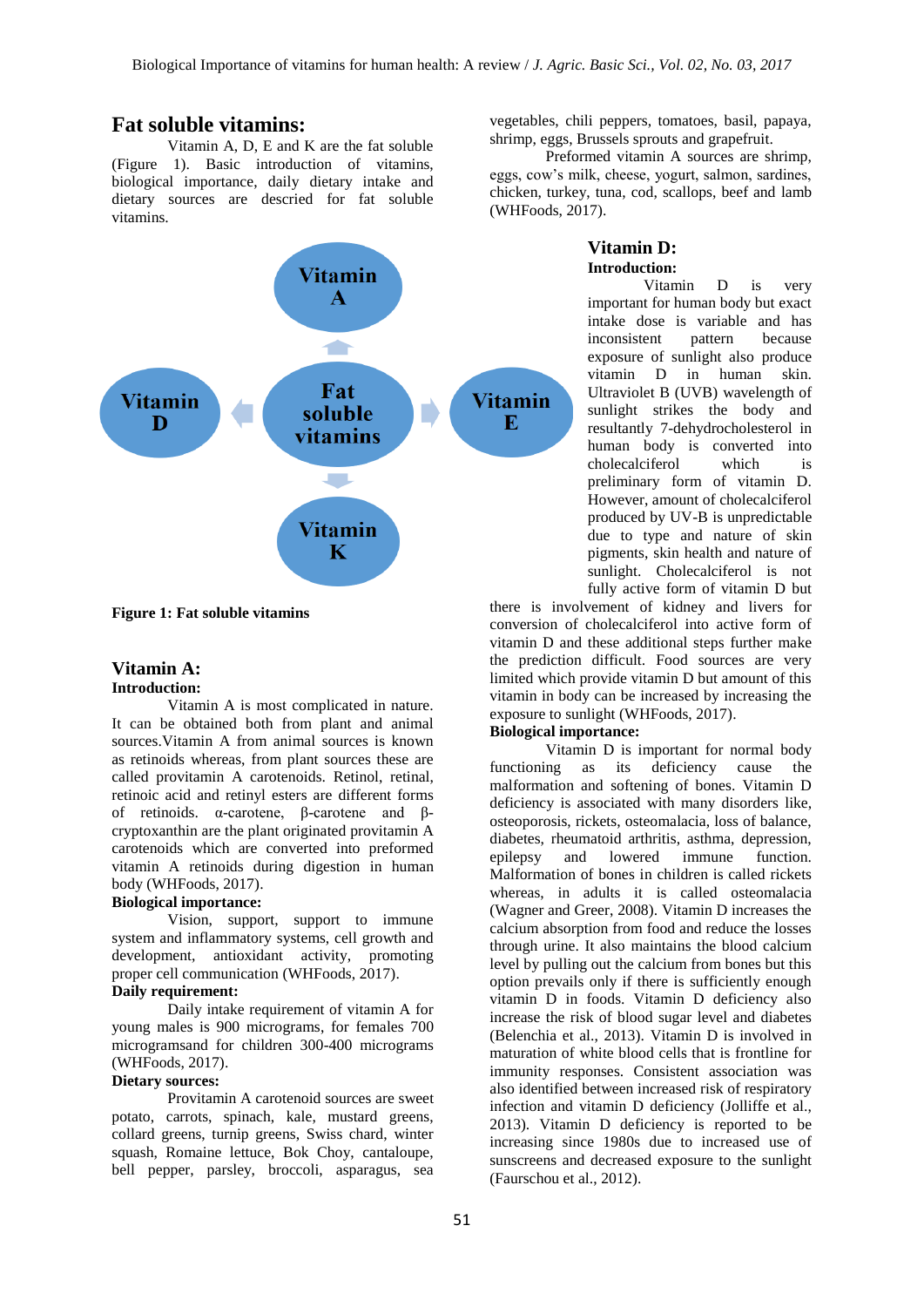## Fat soluble vitamins:

Vitamin A, D, E and K are the fat soluble (Figure 1). Basic introduction of vitamins, biological importance, daily dietary intake and dietary sources are descried for fat soluble vitamins.

**Figure 1: Fat soluble vitamins**

### Vitamin A:

**Introduction:**

Vitamin A is most complicated in nature. It can be obtained both from plant and animal sources.Vitamin A from animal sources is known as retinoids whereas, from plant sources these are called provitamin A carotenoids. Retinol, retinal, retinoic acid and retinyl esters are different forms of retinoids. α-carotene, β-carotene and β-cryptoxanthin are the plant originated provitamin A carotenoids which are converted into preformed vitamin A retinoids during digestion in human body (WHFoods, 2017).

**Biological importance:**

Vision, support, support to immune system and inflammatory systems, cell growth and development, antioxidant activity, promoting proper cell communication (WHFoods, 2017).

**Daily requirement:**

Daily intake requirement of vitamin A for young males is 900 micrograms, for females 700 microgramsand for children 300-400 micrograms (WHFoods, 2017).

**Dietary sources:**

Provitamin A carotenoid sources are sweet potato, carrots, spinach, kale, mustard greens, collard greens, turnip greens, Swiss chard, winter squash, Romaine lettuce, Bok Choy, cantaloupe, bell pepper, parsley, broccoli, asparagus, sea vegetables, chili peppers, tomatoes, basil, papaya, shrimp, eggs, Brussels sprouts and grapefruit.

Preformed vitamin A sources are shrimp, eggs, cow's milk, cheese, yogurt, salmon, sardines, chicken, turkey, tuna, cod, scallops, beef and lamb (WHFoods, 2017).

### Vitamin D:

**Introduction:**

Vitamin D is very important for human body but exact intake dose is variable and has inconsistent pattern because exposure of sunlight also produce vitamin D in human skin. Ultraviolet B (UVB) wavelength of sunlight strikes the body and resultantly 7-dehydrocholesterol in human body is converted into cholecalciferol which is preliminary form of vitamin D. However, amount of cholecalciferol produced by UV-B is unpredictable due to type and nature of skin pigments, skin health and nature of sunlight. Cholecalciferol is not fully active form of vitamin D but there is involvement of kidney and livers for conversion of cholecalciferol into active form of vitamin D and these additional steps further make the prediction difficult. Food sources are very limited which provide vitamin D but amount of this vitamin in body can be increased by increasing the exposure to sunlight (WHFoods, 2017).

**Biological importance:**

Vitamin D is important for normal body functioning as its deficiency cause the malformation and softening of bones. Vitamin D deficiency is associated with many disorders like, osteoporosis, rickets, osteomalacia, loss of balance, diabetes, rheumatoid arthritis, asthma, depression, epilepsy and lowered immune function. Malformation of bones in children is called rickets whereas, in adults it is called osteomalacia (Wagner and Greer, 2008). Vitamin D increases the calcium absorption from food and reduce the losses through urine. It also maintains the blood calcium level by pulling out the calcium from bones but this option prevails only if there is sufficiently enough vitamin D in foods. Vitamin D deficiency also increase the risk of blood sugar level and diabetes (Belenchia et al., 2013). Vitamin D is involved in maturation of white blood cells that is frontline for immunity responses. Consistent association was also identified between increased risk of respiratory infection and vitamin D deficiency (Jolliffe et al., 2013). Vitamin D deficiency is reported to be increasing since 1980s due to increased use of sunscreens and decreased exposure to the sunlight (Faurschou et al., 2012).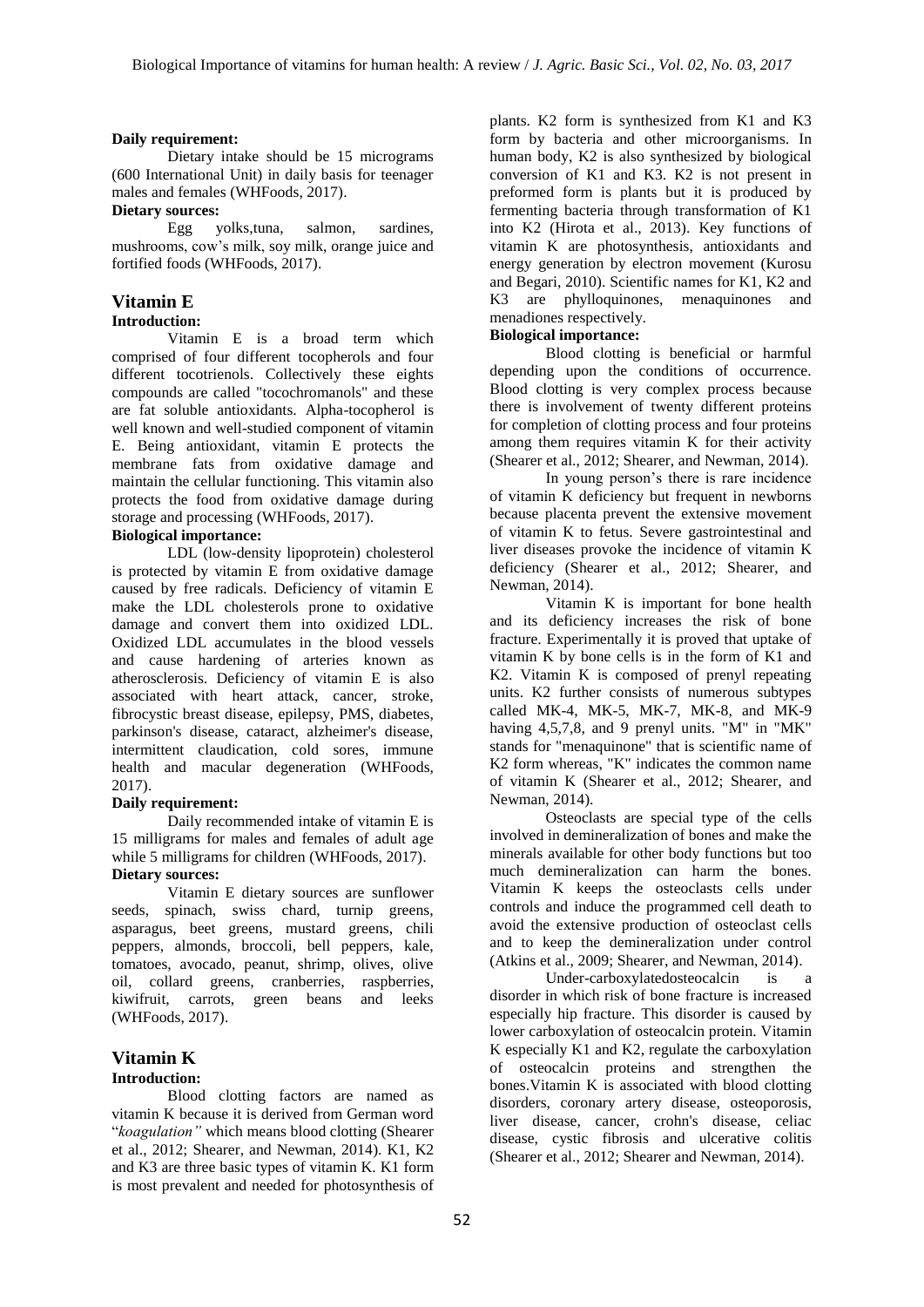**Daily requirement:**

Dietary intake should be 15 micrograms (600 International Unit) in daily basis for teenager males and females (WHFoods, 2017).

**Dietary sources:**

Egg yolks,tuna, salmon, sardines, mushrooms, cow's milk, soy milk, orange juice and fortified foods (WHFoods, 2017).

## Vitamin E

**Introduction:**

Vitamin E is a broad term which comprised of four different tocopherols and four different tocotrienols. Collectively these eights compounds are called "tocochromanols" and these are fat soluble antioxidants. Alpha-tocopherol is well known and well-studied component of vitamin E. Being antioxidant, vitamin E protects the membrane fats from oxidative damage and maintain the cellular functioning. This vitamin also protects the food from oxidative damage during storage and processing (WHFoods, 2017).

**Biological importance:**

LDL (low-density lipoprotein) cholesterol is protected by vitamin E from oxidative damage caused by free radicals. Deficiency of vitamin E make the LDL cholesterols prone to oxidative damage and convert them into oxidized LDL. Oxidized LDL accumulates in the blood vessels and cause hardening of arteries known as atherosclerosis. Deficiency of vitamin E is also associated with heart attack, cancer, stroke, fibrocystic breast disease, epilepsy, PMS, diabetes, parkinson's disease, cataract, alzheimer's disease, intermittent claudication, cold sores, immune health and macular degeneration (WHFoods, 2017).

**Daily requirement:**

Daily recommended intake of vitamin E is 15 milligrams for males and females of adult age while 5 milligrams for children (WHFoods, 2017).

**Dietary sources:**

Vitamin E dietary sources are sunflower seeds, spinach, swiss chard, turnip greens, asparagus, beet greens, mustard greens, chili peppers, almonds, broccoli, bell peppers, kale, tomatoes, avocado, peanut, shrimp, olives, olive oil, collard greens, cranberries, raspberries, kiwifruit, carrots, green beans and leeks (WHFoods, 2017).

## Vitamin K

**Introduction:**

Blood clotting factors are named as vitamin K because it is derived from German word "*koagulation"* which means blood clotting (Shearer et al., 2012; Shearer, and Newman, 2014). K1, K2 and K3 are three basic types of vitamin K. K1 form is most prevalent and needed for photosynthesis of plants. K2 form is synthesized from K1 and K3 form by bacteria and other microorganisms. In human body, K2 is also synthesized by biological conversion of K1 and K3. K2 is not present in preformed form is plants but it is produced by fermenting bacteria through transformation of K1 into K2 (Hirota et al., 2013). Key functions of vitamin K are photosynthesis, antioxidants and energy generation by electron movement (Kurosu and Begari, 2010). Scientific names for K1, K2 and K3 are phylloquinones, menaquinones and menadiones respectively.

**Biological importance:**

Blood clotting is beneficial or harmful depending upon the conditions of occurrence. Blood clotting is very complex process because there is involvement of twenty different proteins for completion of clotting process and four proteins among them requires vitamin K for their activity (Shearer et al., 2012; Shearer, and Newman, 2014).

In young person's there is rare incidence of vitamin K deficiency but frequent in newborns because placenta prevent the extensive movement of vitamin K to fetus. Severe gastrointestinal and liver diseases provoke the incidence of vitamin K deficiency (Shearer et al., 2012; Shearer, and Newman, 2014).

Vitamin K is important for bone health and its deficiency increases the risk of bone fracture. Experimentally it is proved that uptake of vitamin K by bone cells is in the form of K1 and K2. Vitamin K is composed of prenyl repeating units. K2 further consists of numerous subtypes called MK-4, MK-5, MK-7, MK-8, and MK-9 having 4,5,7,8, and 9 prenyl units. "M" in "MK" stands for "menaquinone" that is scientific name of K2 form whereas, "K" indicates the common name of vitamin K (Shearer et al., 2012; Shearer, and Newman, 2014).

Osteoclasts are special type of the cells involved in demineralization of bones and make the minerals available for other body functions but too much demineralization can harm the bones. Vitamin K keeps the osteoclasts cells under controls and induce the programmed cell death to avoid the extensive production of osteoclast cells and to keep the demineralization under control (Atkins et al., 2009; Shearer, and Newman, 2014).

Under-carboxylatedosteocalcin is a disorder in which risk of bone fracture is increased especially hip fracture. This disorder is caused by lower carboxylation of osteocalcin protein. Vitamin K especially K1 and K2, regulate the carboxylation of osteocalcin proteins and strengthen the bones.Vitamin K is associated with blood clotting disorders, coronary artery disease, osteoporosis, liver disease, cancer, crohn's disease, celiac disease, cystic fibrosis and ulcerative colitis (Shearer et al., 2012; Shearer and Newman, 2014).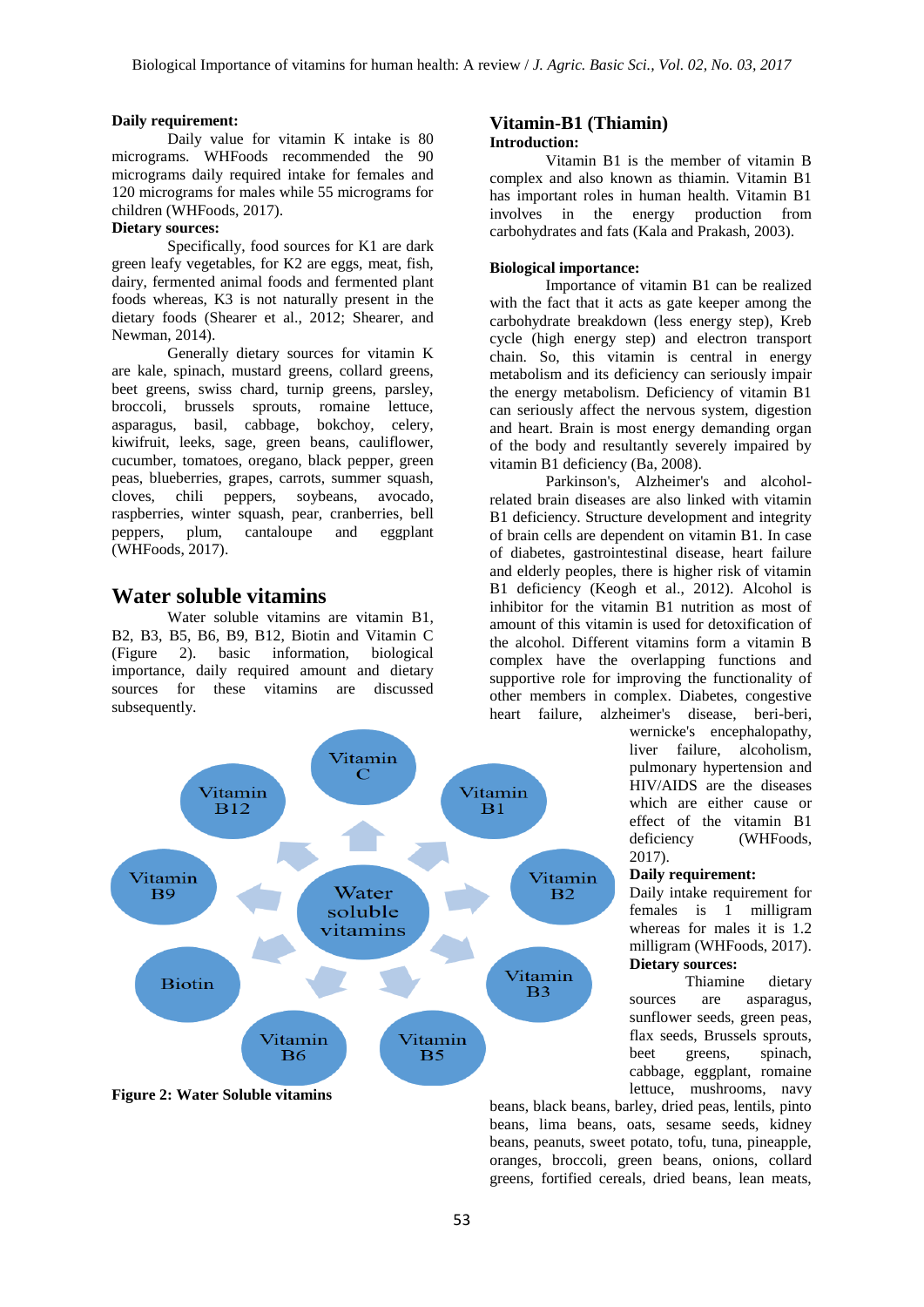**Daily requirement:**

Daily value for vitamin K intake is 80 micrograms. WHFoods recommended the 90 micrograms daily required intake for females and 120 micrograms for males while 55 micrograms for children (WHFoods, 2017).

**Dietary sources:**

Specifically, food sources for K1 are dark green leafy vegetables, for K2 are eggs, meat, fish, dairy, fermented animal foods and fermented plant foods whereas, K3 is not naturally present in the dietary foods (Shearer et al., 2012; Shearer, and Newman, 2014).

Generally dietary sources for vitamin K are kale, spinach, mustard greens, collard greens, beet greens, swiss chard, turnip greens, parsley, broccoli, brussels sprouts, romaine lettuce, asparagus, basil, cabbage, bokchoy, celery, kiwifruit, leeks, sage, green beans, cauliflower, cucumber, tomatoes, oregano, black pepper, green peas, blueberries, grapes, carrots, summer squash, cloves, chili peppers, soybeans, avocado, raspberries, winter squash, pear, cranberries, bell peppers, plum, cantaloupe and eggplant (WHFoods, 2017).

## Water soluble vitamins

Water soluble vitamins are vitamin B1, B2, B3, B5, B6, B9, B12, Biotin and Vitamin C (Figure 2). basic information, biological importance, daily required amount and dietary sources for these vitamins are discussed subsequently.

**Figure 2: Water Soluble vitamins**

## Vitamin-B1 (Thiamin)

**Introduction:**

Vitamin B1 is the member of vitamin B complex and also known as thiamin. Vitamin B1 has important roles in human health. Vitamin B1 involves in the energy production from carbohydrates and fats (Kala and Prakash, 2003).

**Biological importance:**

Importance of vitamin B1 can be realized with the fact that it acts as gate keeper among the carbohydrate breakdown (less energy step), Kreb cycle (high energy step) and electron transport chain. So, this vitamin is central in energy metabolism and its deficiency can seriously impair the energy metabolism. Deficiency of vitamin B1 can seriously affect the nervous system, digestion and heart. Brain is most energy demanding organ of the body and resultantly severely impaired by vitamin B1 deficiency (Ba, 2008).

Parkinson's, Alzheimer's and alcohol-related brain diseases are also linked with vitamin B1 deficiency. Structure development and integrity of brain cells are dependent on vitamin B1. In case of diabetes, gastrointestinal disease, heart failure and elderly peoples, there is higher risk of vitamin B1 deficiency (Keogh et al., 2012). Alcohol is inhibitor for the vitamin B1 nutrition as most of amount of this vitamin is used for detoxification of the alcohol. Different vitamins form a vitamin B complex have the overlapping functions and supportive role for improving the functionality of other members in complex. Diabetes, congestive heart failure, alzheimer's disease, beri-beri, wernicke's encephalopathy, liver failure, alcoholism, pulmonary hypertension and HIV/AIDS are the diseases which are either cause or effect of the vitamin B1 deficiency (WHFoods, 2017).

**Daily requirement:**

Daily intake requirement for females is 1 milligram whereas for males it is 1.2 milligram (WHFoods, 2017).

**Dietary sources:**

Thiamine dietary sources are asparagus, sunflower seeds, green peas, flax seeds, Brussels sprouts, beet greens, spinach, cabbage, eggplant, romaine lettuce, mushrooms, navy beans, black beans, barley, dried peas, lentils, pinto beans, lima beans, oats, sesame seeds, kidney beans, peanuts, sweet potato, tofu, tuna, pineapple, oranges, broccoli, green beans, onions, collard greens, fortified cereals, dried beans, lean meats,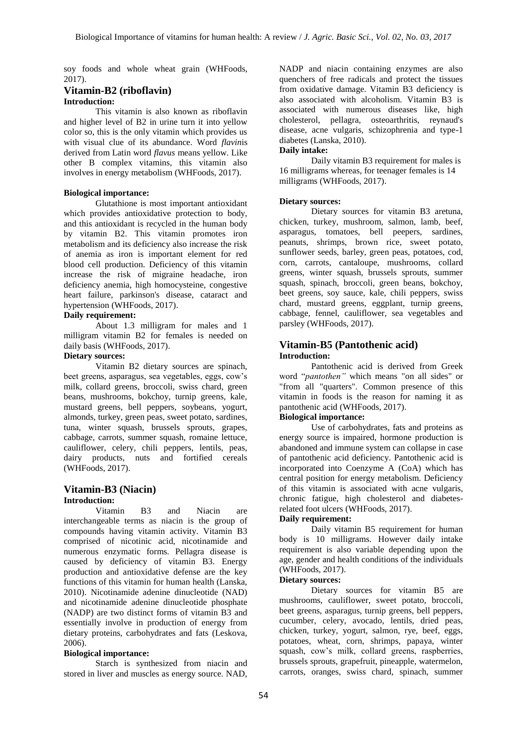soy foods and whole wheat grain (WHFoods, 2017).

## Vitamin-B2 (riboflavin)

**Introduction:**

This vitamin is also known as riboflavin and higher level of B2 in urine turn it into yellow color so, this is the only vitamin which provides us with visual clue of its abundance. Word *flavin*is derived from Latin word *flavus* means yellow. Like other B complex vitamins, this vitamin also involves in energy metabolism (WHFoods, 2017).

**Biological importance:**

Glutathione is most important antioxidant which provides antioxidative protection to body, and this antioxidant is recycled in the human body by vitamin B2. This vitamin promotes iron metabolism and its deficiency also increase the risk of anemia as iron is important element for red blood cell production. Deficiency of this vitamin increase the risk of migraine headache, iron deficiency anemia, high homocysteine, congestive heart failure, parkinson's disease, cataract and hypertension (WHFoods, 2017).

**Daily requirement:**

About 1.3 milligram for males and 1 milligram vitamin B2 for females is needed on daily basis (WHFoods, 2017).

**Dietary sources:**

Vitamin B2 dietary sources are spinach, beet greens, asparagus, sea vegetables, eggs, cow's milk, collard greens, broccoli, swiss chard, green beans, mushrooms, bokchoy, turnip greens, kale, mustard greens, bell peppers, soybeans, yogurt, almonds, turkey, green peas, sweet potato, sardines, tuna, winter squash, brussels sprouts, grapes, cabbage, carrots, summer squash, romaine lettuce, cauliflower, celery, chili peppers, lentils, peas, dairy products, nuts and fortified cereals (WHFoods, 2017).

## Vitamin-B3 (Niacin)

**Introduction:**

Vitamin B3 and Niacin are interchangeable terms as niacin is the group of compounds having vitamin activity. Vitamin B3 comprised of nicotinic acid, nicotinamide and numerous enzymatic forms. Pellagra disease is caused by deficiency of vitamin B3. Energy production and antioxidative defense are the key functions of this vitamin for human health (Lanska, 2010). Nicotinamide adenine dinucleotide (NAD) and nicotinamide adenine dinucleotide phosphate (NADP) are two distinct forms of vitamin B3 and essentially involve in production of energy from dietary proteins, carbohydrates and fats (Leskova, 2006).

**Biological importance:**

Starch is synthesized from niacin and stored in liver and muscles as energy source. NAD, NADP and niacin containing enzymes are also quenchers of free radicals and protect the tissues from oxidative damage. Vitamin B3 deficiency is also associated with alcoholism. Vitamin B3 is associated with numerous diseases like, high cholesterol, pellagra, osteoarthritis, reynaud's disease, acne vulgaris, schizophrenia and type-1 diabetes (Lanska, 2010).

**Daily intake:**

Daily vitamin B3 requirement for males is 16 milligrams whereas, for teenager females is 14 milligrams (WHFoods, 2017).

**Dietary sources:**

Dietary sources for vitamin B3 aretuna, chicken, turkey, mushroom, salmon, lamb, beef, asparagus, tomatoes, bell peepers, sardines, peanuts, shrimps, brown rice, sweet potato, sunflower seeds, barley, green peas, potatoes, cod, corn, carrots, cantaloupe, mushrooms, collard greens, winter squash, brussels sprouts, summer squash, spinach, broccoli, green beans, bokchoy, beet greens, soy sauce, kale, chili peppers, swiss chard, mustard greens, eggplant, turnip greens, cabbage, fennel, cauliflower, sea vegetables and parsley (WHFoods, 2017).

## Vitamin-B5 (Pantothenic acid)

**Introduction:**

Pantothenic acid is derived from Greek word "*pantothen"* which means "on all sides" or "from all "quarters". Common presence of this vitamin in foods is the reason for naming it as pantothenic acid (WHFoods, 2017).

**Biological importance:**

Use of carbohydrates, fats and proteins as energy source is impaired, hormone production is abandoned and immune system can collapse in case of pantothenic acid deficiency. Pantothenic acid is incorporated into Coenzyme A (CoA) which has central position for energy metabolism. Deficiency of this vitamin is associated with acne vulgaris, chronic fatigue, high cholesterol and diabetes-related foot ulcers (WHFoods, 2017).

**Daily requirement:**

Daily vitamin B5 requirement for human body is 10 milligrams. However daily intake requirement is also variable depending upon the age, gender and health conditions of the individuals (WHFoods, 2017).

**Dietary sources:**

Dietary sources for vitamin B5 are mushrooms, cauliflower, sweet potato, broccoli, beet greens, asparagus, turnip greens, bell peppers, cucumber, celery, avocado, lentils, dried peas, chicken, turkey, yogurt, salmon, rye, beef, eggs, potatoes, wheat, corn, shrimps, papaya, winter squash, cow's milk, collard greens, raspberries, brussels sprouts, grapefruit, pineapple, watermelon, carrots, oranges, swiss chard, spinach, summer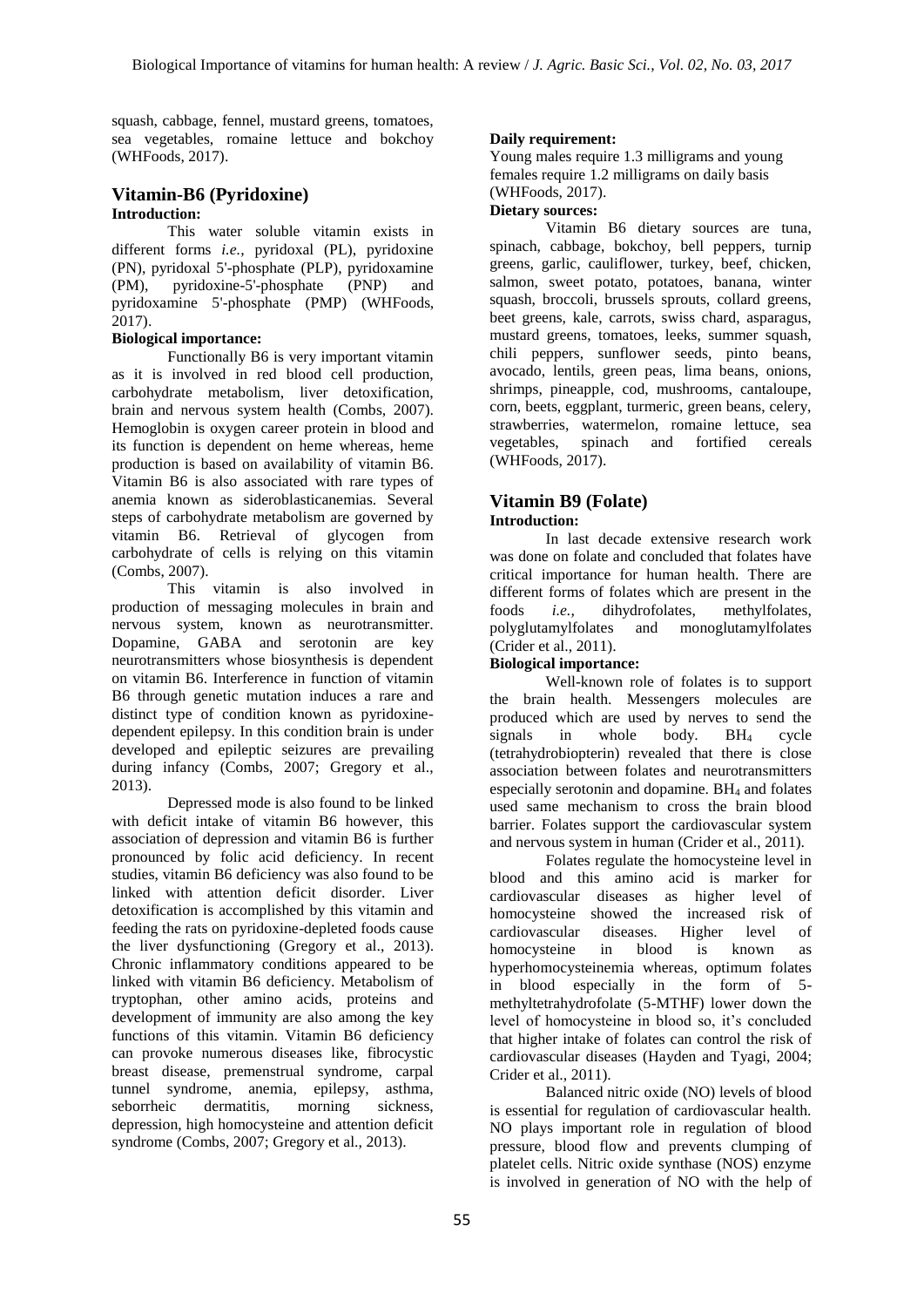squash, cabbage, fennel, mustard greens, tomatoes, sea vegetables, romaine lettuce and bokchoy (WHFoods, 2017).

## Vitamin-B6 (Pyridoxine)

**Introduction:**

This water soluble vitamin exists in different forms *i.e.,* pyridoxal (PL), pyridoxine (PN), pyridoxal 5'-phosphate (PLP), pyridoxamine (PM), pyridoxine-5'-phosphate (PNP) and pyridoxamine 5'-phosphate (PMP) (WHFoods, 2017).

**Biological importance:**

Functionally B6 is very important vitamin as it is involved in red blood cell production, carbohydrate metabolism, liver detoxification, brain and nervous system health (Combs, 2007). Hemoglobin is oxygen career protein in blood and its function is dependent on heme whereas, heme production is based on availability of vitamin B6. Vitamin B6 is also associated with rare types of anemia known as sideroblasticanemias. Several steps of carbohydrate metabolism are governed by vitamin B6. Retrieval of glycogen from carbohydrate of cells is relying on this vitamin (Combs, 2007).

This vitamin is also involved in production of messaging molecules in brain and nervous system, known as neurotransmitter. Dopamine, GABA and serotonin are key neurotransmitters whose biosynthesis is dependent on vitamin B6. Interference in function of vitamin B6 through genetic mutation induces a rare and distinct type of condition known as pyridoxine-dependent epilepsy. In this condition brain is under developed and epileptic seizures are prevailing during infancy (Combs, 2007; Gregory et al., 2013).

Depressed mode is also found to be linked with deficit intake of vitamin B6 however, this association of depression and vitamin B6 is further pronounced by folic acid deficiency. In recent studies, vitamin B6 deficiency was also found to be linked with attention deficit disorder. Liver detoxification is accomplished by this vitamin and feeding the rats on pyridoxine-depleted foods cause the liver dysfunctioning (Gregory et al., 2013). Chronic inflammatory conditions appeared to be linked with vitamin B6 deficiency. Metabolism of tryptophan, other amino acids, proteins and development of immunity are also among the key functions of this vitamin. Vitamin B6 deficiency can provoke numerous diseases like, fibrocystic breast disease, premenstrual syndrome, carpal tunnel syndrome, anemia, epilepsy, asthma, seborrheic dermatitis, morning sickness, depression, high homocysteine and attention deficit syndrome (Combs, 2007; Gregory et al., 2013).

**Daily requirement:**

Young males require 1.3 milligrams and young females require 1.2 milligrams on daily basis (WHFoods, 2017).

**Dietary sources:**

Vitamin B6 dietary sources are tuna, spinach, cabbage, bokchoy, bell peppers, turnip greens, garlic, cauliflower, turkey, beef, chicken, salmon, sweet potato, potatoes, banana, winter squash, broccoli, brussels sprouts, collard greens, beet greens, kale, carrots, swiss chard, asparagus, mustard greens, tomatoes, leeks, summer squash, chili peppers, sunflower seeds, pinto beans, avocado, lentils, green peas, lima beans, onions, shrimps, pineapple, cod, mushrooms, cantaloupe, corn, beets, eggplant, turmeric, green beans, celery, strawberries, watermelon, romaine lettuce, sea vegetables, spinach and fortified cereals (WHFoods, 2017).

## Vitamin B9 (Folate)

**Introduction:**

In last decade extensive research work was done on folate and concluded that folates have critical importance for human health. There are different forms of folates which are present in the foods *i.e.,* dihydrofolates, methylfolates, polyglutamylfolates and monoglutamylfolates (Crider et al., 2011).

**Biological importance:**

Well-known role of folates is to support the brain health. Messengers molecules are produced which are used by nerves to send the signals in whole body. $BH_4$ cycle (tetrahydrobiopterin) revealed that there is close association between folates and neurotransmitters especially serotonin and dopamine. $BH_4$ and folates used same mechanism to cross the brain blood barrier. Folates support the cardiovascular system and nervous system in human (Crider et al., 2011).

Folates regulate the homocysteine level in blood and this amino acid is marker for cardiovascular diseases as higher level of homocysteine showed the increased risk of cardiovascular diseases. Higher level of homocysteine in blood is known as hyperhomocysteinemia whereas, optimum folates in blood especially in the form of 5-methyltetrahydrofolate (5-MTHF) lower down the level of homocysteine in blood so, it's concluded that higher intake of folates can control the risk of cardiovascular diseases (Hayden and Tyagi, 2004; Crider et al., 2011).

Balanced nitric oxide (NO) levels of blood is essential for regulation of cardiovascular health. NO plays important role in regulation of blood pressure, blood flow and prevents clumping of platelet cells. Nitric oxide synthase (NOS) enzyme is involved in generation of NO with the help of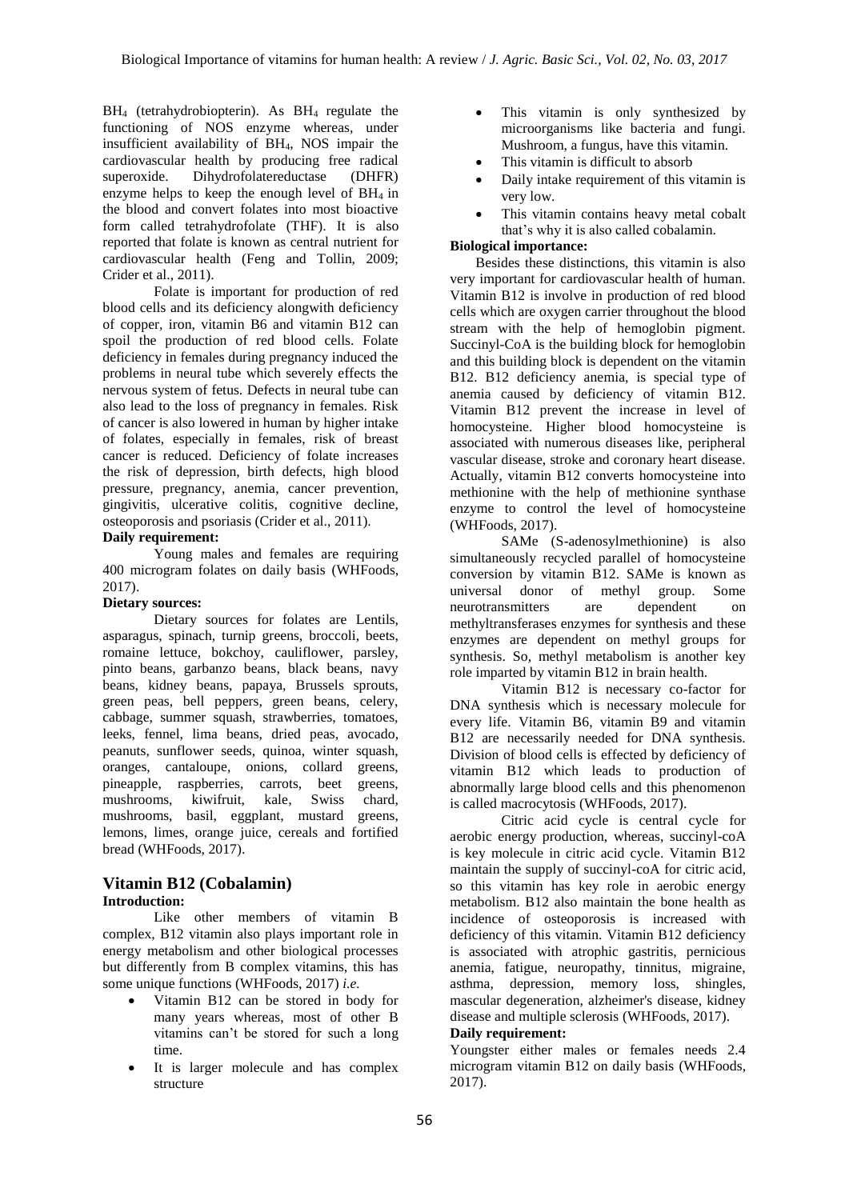$BH_4$ (tetrahydrobiopterin). As $BH_4$ regulate the functioning of NOS enzyme whereas, under insufficient availability of $BH_4$, NOS impair the cardiovascular health by producing free radical superoxide. Dihydrofolatereductase (DHFR) enzyme helps to keep the enough level of $BH_4$ in the blood and convert folates into most bioactive form called tetrahydrofolate (THF). It is also reported that folate is known as central nutrient for cardiovascular health (Feng and Tollin, 2009; Crider et al., 2011).

Folate is important for production of red blood cells and its deficiency alongwith deficiency of copper, iron, vitamin B6 and vitamin B12 can spoil the production of red blood cells. Folate deficiency in females during pregnancy induced the problems in neural tube which severely effects the nervous system of fetus. Defects in neural tube can also lead to the loss of pregnancy in females. Risk of cancer is also lowered in human by higher intake of folates, especially in females, risk of breast cancer is reduced. Deficiency of folate increases the risk of depression, birth defects, high blood pressure, pregnancy, anemia, cancer prevention, gingivitis, ulcerative colitis, cognitive decline, osteoporosis and psoriasis (Crider et al., 2011).

**Daily requirement:**

Young males and females are requiring 400 microgram folates on daily basis (WHFoods, 2017).

**Dietary sources:**

Dietary sources for folates are Lentils, asparagus, spinach, turnip greens, broccoli, beets, romaine lettuce, bokchoy, cauliflower, parsley, pinto beans, garbanzo beans, black beans, navy beans, kidney beans, papaya, Brussels sprouts, green peas, bell peppers, green beans, celery, cabbage, summer squash, strawberries, tomatoes, leeks, fennel, lima beans, dried peas, avocado, peanuts, sunflower seeds, quinoa, winter squash, oranges, cantaloupe, onions, collard greens, pineapple, raspberries, carrots, beet greens, mushrooms, kiwifruit, kale, Swiss chard, mushrooms, basil, eggplant, mustard greens, lemons, limes, orange juice, cereals and fortified bread (WHFoods, 2017).

## Vitamin B12 (Cobalamin)

**Introduction:**

Like other members of vitamin B complex, B12 vitamin also plays important role in energy metabolism and other biological processes but differently from B complex vitamins, this has some unique functions (WHFoods, 2017) *i.e.*

- Vitamin B12 can be stored in body for many years whereas, most of other B vitamins can't be stored for such a long time.
- It is larger molecule and has complex structure
- This vitamin is only synthesized by microorganisms like bacteria and fungi. Mushroom, a fungus, have this vitamin.
- This vitamin is difficult to absorb
- Daily intake requirement of this vitamin is very low.
- This vitamin contains heavy metal cobalt that's why it is also called cobalamin.

**Biological importance:**

Besides these distinctions, this vitamin is also very important for cardiovascular health of human. Vitamin B12 is involve in production of red blood cells which are oxygen carrier throughout the blood stream with the help of hemoglobin pigment. Succinyl-CoA is the building block for hemoglobin and this building block is dependent on the vitamin B12. B12 deficiency anemia, is special type of anemia caused by deficiency of vitamin B12. Vitamin B12 prevent the increase in level of homocysteine. Higher blood homocysteine is associated with numerous diseases like, peripheral vascular disease, stroke and coronary heart disease. Actually, vitamin B12 converts homocysteine into methionine with the help of methionine synthase enzyme to control the level of homocysteine (WHFoods, 2017).

SAMe (S-adenosylmethionine) is also simultaneously recycled parallel of homocysteine conversion by vitamin B12. SAMe is known as universal donor of methyl group. Some neurotransmitters are dependent on methyltransferases enzymes for synthesis and these enzymes are dependent on methyl groups for synthesis. So, methyl metabolism is another key role imparted by vitamin B12 in brain health.

Vitamin B12 is necessary co-factor for DNA synthesis which is necessary molecule for every life. Vitamin B6, vitamin B9 and vitamin B12 are necessarily needed for DNA synthesis. Division of blood cells is effected by deficiency of vitamin B12 which leads to production of abnormally large blood cells and this phenomenon is called macrocytosis (WHFoods, 2017).

Citric acid cycle is central cycle for aerobic energy production, whereas, succinyl-coA is key molecule in citric acid cycle. Vitamin B12 maintain the supply of succinyl-coA for citric acid, so this vitamin has key role in aerobic energy metabolism. B12 also maintain the bone health as incidence of osteoporosis is increased with deficiency of this vitamin. Vitamin B12 deficiency is associated with atrophic gastritis, pernicious anemia, fatigue, neuropathy, tinnitus, migraine, asthma, depression, memory loss, shingles, mascular degeneration, alzheimer's disease, kidney disease and multiple sclerosis (WHFoods, 2017).

**Daily requirement:**

Youngster either males or females needs 2.4 microgram vitamin B12 on daily basis (WHFoods, 2017).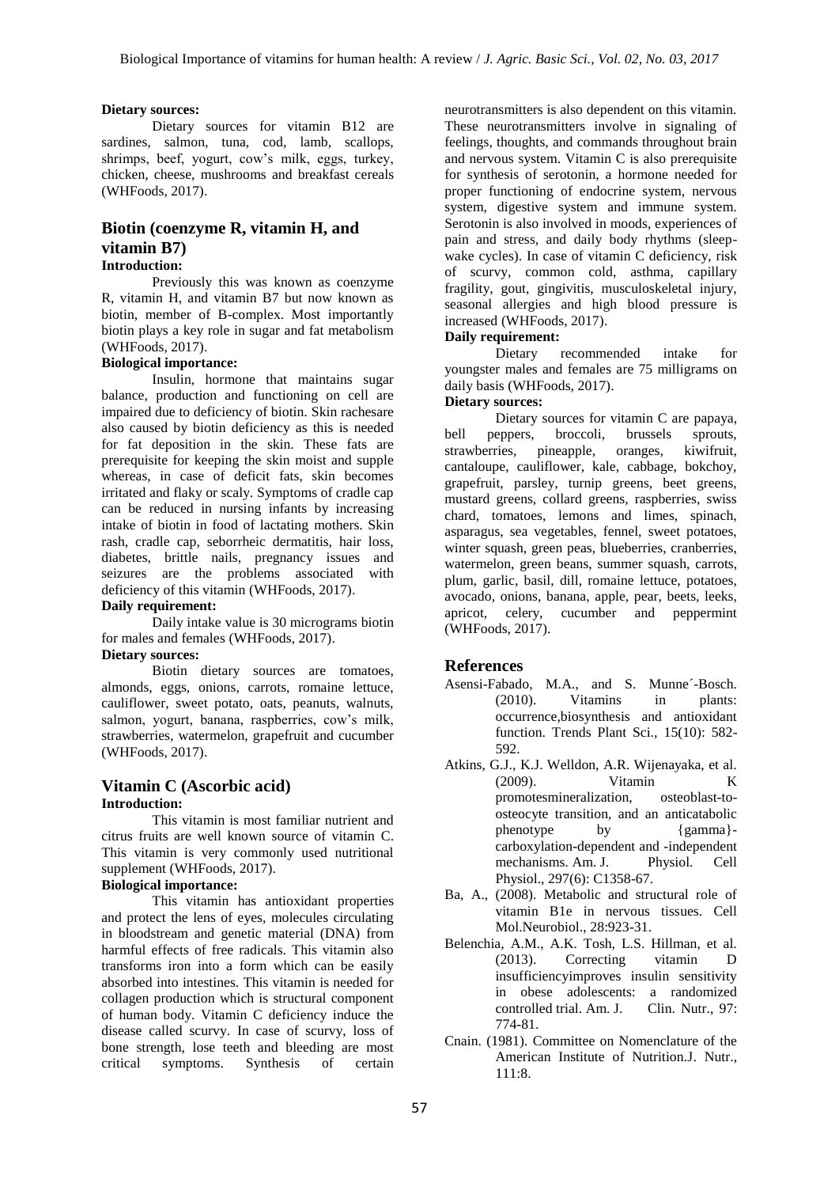**Dietary sources:**

Dietary sources for vitamin B12 are sardines, salmon, tuna, cod, lamb, scallops, shrimps, beef, yogurt, cow's milk, eggs, turkey, chicken, cheese, mushrooms and breakfast cereals (WHFoods, 2017).

## Biotin (coenzyme R, vitamin H, and vitamin B7)

**Introduction:**

Previously this was known as coenzyme R, vitamin H, and vitamin B7 but now known as biotin, member of B-complex. Most importantly biotin plays a key role in sugar and fat metabolism (WHFoods, 2017).

**Biological importance:**

Insulin, hormone that maintains sugar balance, production and functioning on cell are impaired due to deficiency of biotin. Skin rachesare also caused by biotin deficiency as this is needed for fat deposition in the skin. These fats are prerequisite for keeping the skin moist and supple whereas, in case of deficit fats, skin becomes irritated and flaky or scaly. Symptoms of cradle cap can be reduced in nursing infants by increasing intake of biotin in food of lactating mothers. Skin rash, cradle cap, seborrheic dermatitis, hair loss, diabetes, brittle nails, pregnancy issues and seizures are the problems associated with deficiency of this vitamin (WHFoods, 2017).

**Daily requirement:**

Daily intake value is 30 micrograms biotin for males and females (WHFoods, 2017).

**Dietary sources:**

Biotin dietary sources are tomatoes, almonds, eggs, onions, carrots, romaine lettuce, cauliflower, sweet potato, oats, peanuts, walnuts, salmon, yogurt, banana, raspberries, cow's milk, strawberries, watermelon, grapefruit and cucumber (WHFoods, 2017).

## Vitamin C (Ascorbic acid)

**Introduction:**

This vitamin is most familiar nutrient and citrus fruits are well known source of vitamin C. This vitamin is very commonly used nutritional supplement (WHFoods, 2017).

**Biological importance:**

This vitamin has antioxidant properties and protect the lens of eyes, molecules circulating in bloodstream and genetic material (DNA) from harmful effects of free radicals. This vitamin also transforms iron into a form which can be easily absorbed into intestines. This vitamin is needed for collagen production which is structural component of human body. Vitamin C deficiency induce the disease called scurvy. In case of scurvy, loss of bone strength, lose teeth and bleeding are most critical symptoms. Synthesis of certain neurotransmitters is also dependent on this vitamin. These neurotransmitters involve in signaling of feelings, thoughts, and commands throughout brain and nervous system. Vitamin C is also prerequisite for synthesis of serotonin, a hormone needed for proper functioning of endocrine system, nervous system, digestive system and immune system. Serotonin is also involved in moods, experiences of pain and stress, and daily body rhythms (sleep-wake cycles). In case of vitamin C deficiency, risk of scurvy, common cold, asthma, capillary fragility, gout, gingivitis, musculoskeletal injury, seasonal allergies and high blood pressure is increased (WHFoods, 2017).

**Daily requirement:**

Dietary recommended intake for youngster males and females are 75 milligrams on daily basis (WHFoods, 2017).

**Dietary sources:**

Dietary sources for vitamin C are papaya, bell peppers, broccoli, brussels sprouts, strawberries, pineapple, oranges, kiwifruit, cantaloupe, cauliflower, kale, cabbage, bokchoy, grapefruit, parsley, turnip greens, beet greens, mustard greens, collard greens, raspberries, swiss chard, tomatoes, lemons and limes, spinach, asparagus, sea vegetables, fennel, sweet potatoes, winter squash, green peas, blueberries, cranberries, watermelon, green beans, summer squash, carrots, plum, garlic, basil, dill, romaine lettuce, potatoes, avocado, onions, banana, apple, pear, beets, leeks, apricot, celery, cucumber and peppermint (WHFoods, 2017).

## References

Asensi-Fabado, M.A., and S. Munne´-Bosch. (2010). Vitamins in plants: occurrence,biosynthesis and antioxidant function. Trends Plant Sci., 15(10): 582-592.

Atkins, G.J., K.J. Welldon, A.R. Wijenayaka, et al. (2009). Vitamin K promotesmineralization, osteoblast-to-osteocyte transition, and an anticatabolic phenotype by {gamma}-carboxylation-dependent and -independent mechanisms. Am. J. Physiol. Cell Physiol., 297(6): C1358-67.

Ba, A., (2008). Metabolic and structural role of vitamin B1e in nervous tissues. Cell Mol.Neurobiol., 28:923-31.

Belenchia, A.M., A.K. Tosh, L.S. Hillman, et al. (2013). Correcting vitamin D insufficiencyimproves insulin sensitivity in obese adolescents: a randomized controlled trial. Am. J. Clin. Nutr., 97: 774-81.

Cnain. (1981). Committee on Nomenclature of the American Institute of Nutrition.J. Nutr., 111:8.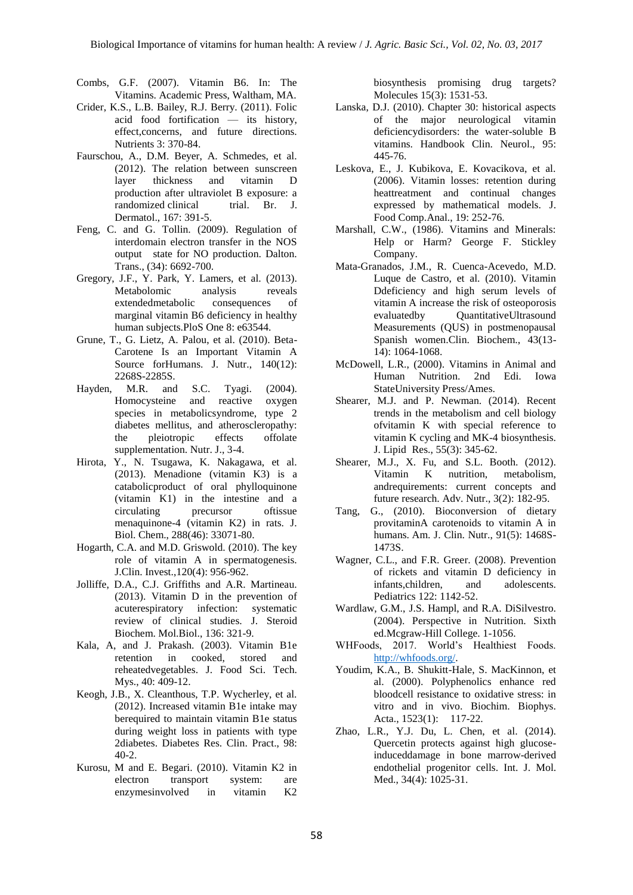Combs, G.F. (2007). Vitamin B6. In: The Vitamins. Academic Press, Waltham, MA.

Crider, K.S., L.B. Bailey, R.J. Berry. (2011). Folic acid food fortification — its history, effect,concerns, and future directions. Nutrients 3: 370-84.

Faurschou, A., D.M. Beyer, A. Schmedes, et al. (2012). The relation between sunscreen layer thickness and vitamin D production after ultraviolet B exposure: a randomized clinical trial. Br. J. Dermatol., 167: 391-5.

Feng, C. and G. Tollin. (2009). Regulation of interdomain electron transfer in the NOS output state for NO production. Dalton. Trans., (34): 6692-700.

Gregory, J.F., Y. Park, Y. Lamers, et al. (2013). Metabolomic analysis reveals extendedmetabolic consequences of marginal vitamin B6 deficiency in healthy human subjects.PloS One 8: e63544.

Grune, T., G. Lietz, A. Palou, et al. (2010). Beta-Carotene Is an Important Vitamin A Source forHumans. J. Nutr., 140(12): 2268S-2285S.

Hayden, M.R. and S.C. Tyagi. (2004). Homocysteine and reactive oxygen species in metabolicsyndrome, type 2 diabetes mellitus, and atheroscleropathy: the pleiotropic effects offolate supplementation. Nutr. J., 3-4.

Hirota, Y., N. Tsugawa, K. Nakagawa, et al. (2013). Menadione (vitamin K3) is a catabolicproduct of oral phylloquinone (vitamin K1) in the intestine and a circulating precursor oftissue menaquinone-4 (vitamin K2) in rats. J. Biol. Chem., 288(46): 33071-80.

Hogarth, C.A. and M.D. Griswold. (2010). The key role of vitamin A in spermatogenesis. J.Clin. Invest.,120(4): 956-962.

Jolliffe, D.A., C.J. Griffiths and A.R. Martineau. (2013). Vitamin D in the prevention of acuterespiratory infection: systematic review of clinical studies. J. Steroid Biochem. Mol.Biol., 136: 321-9.

Kala, A, and J. Prakash. (2003). Vitamin B1e retention in cooked, stored and reheatedvegetables. J. Food Sci. Tech. Mys., 40: 409-12.

Keogh, J.B., X. Cleanthous, T.P. Wycherley, et al. (2012). Increased vitamin B1e intake may berequired to maintain vitamin B1e status during weight loss in patients with type 2diabetes. Diabetes Res. Clin. Pract., 98: 40-2.

Kurosu, M and E. Begari. (2010). Vitamin K2 in electron transport system: are enzymesinvolved in vitamin K2 biosynthesis promising drug targets? Molecules 15(3): 1531-53.

Lanska, D.J. (2010). Chapter 30: historical aspects of the major neurological vitamin deficiencydisorders: the water-soluble B vitamins. Handbook Clin. Neurol., 95: 445-76.

Leskova, E., J. Kubikova, E. Kovacikova, et al. (2006). Vitamin losses: retention during heattreatment and continual changes expressed by mathematical models. J. Food Comp.Anal., 19: 252-76.

Marshall, C.W., (1986). Vitamins and Minerals: Help or Harm? George F. Stickley Company.

Mata-Granados, J.M., R. Cuenca-Acevedo, M.D. Luque de Castro, et al. (2010). Vitamin Ddeficiency and high serum levels of vitamin A increase the risk of osteoporosis evaluatedby QuantitativeUltrasound Measurements (QUS) in postmenopausal Spanish women.Clin. Biochem., 43(13-14): 1064-1068.

McDowell, L.R., (2000). Vitamins in Animal and Human Nutrition. 2nd Edi. Iowa StateUniversity Press/Ames.

Shearer, M.J. and P. Newman. (2014). Recent trends in the metabolism and cell biology ofvitamin K with special reference to vitamin K cycling and MK-4 biosynthesis. J. Lipid Res., 55(3): 345-62.

Shearer, M.J., X. Fu, and S.L. Booth. (2012). Vitamin K nutrition, metabolism, andrequirements: current concepts and future research. Adv. Nutr., 3(2): 182-95.

Tang, G., (2010). Bioconversion of dietary provitaminA carotenoids to vitamin A in humans. Am. J. Clin. Nutr., 91(5): 1468S-1473S.

Wagner, C.L., and F.R. Greer. (2008). Prevention of rickets and vitamin D deficiency in infants,children, and adolescents. Pediatrics 122: 1142-52.

Wardlaw, G.M., J.S. Hampl, and R.A. DiSilvestro. (2004). Perspective in Nutrition. Sixth ed.Mcgraw-Hill College. 1-1056.

WHFoods, 2017. World's Healthiest Foods. http://whfoods.org/.

Youdim, K.A., B. Shukitt-Hale, S. MacKinnon, et al. (2000). Polyphenolics enhance red bloodcell resistance to oxidative stress: in vitro and in vivo. Biochim. Biophys. Acta., 1523(1): 117-22.

Zhao, L.R., Y.J. Du, L. Chen, et al. (2014). Quercetin protects against high glucose-induceddamage in bone marrow-derived endothelial progenitor cells. Int. J. Mol. Med., 34(4): 1025-31.